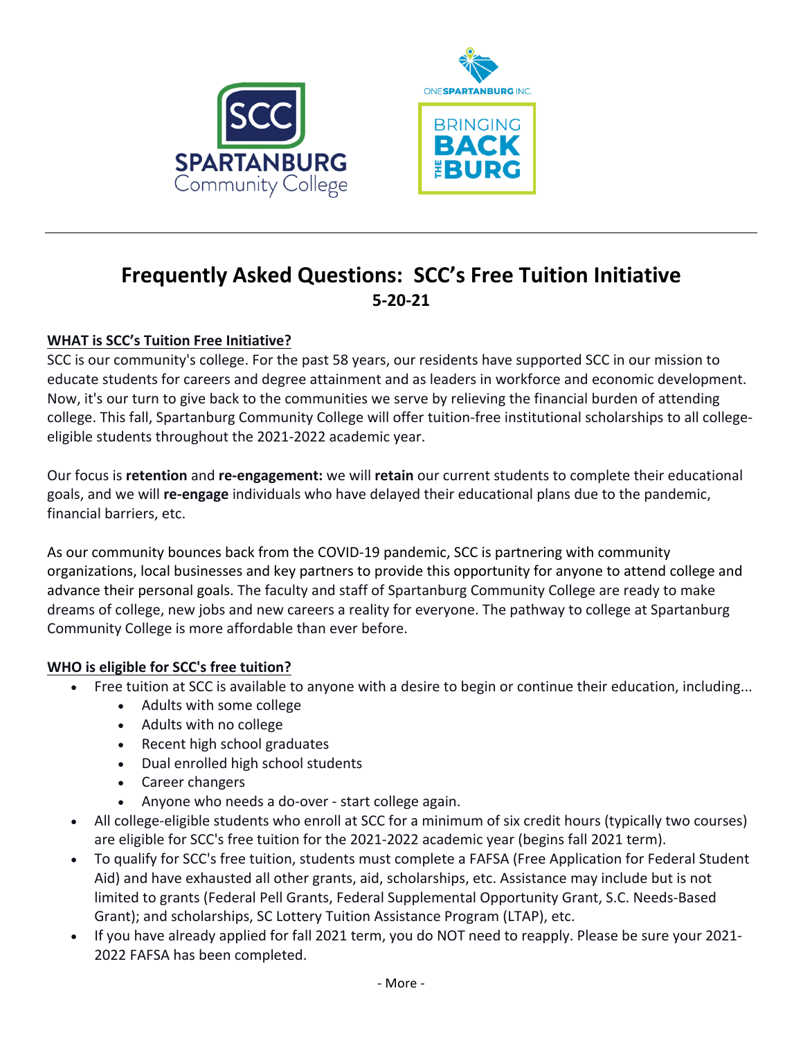# Frequently Asked Questions: SCC's Free Tuition Initiative

**5-20-21**

## WHAT is SCC's Tuition Free Initiative?

SCC is our community's college. For the past 58 years, our residents have supported SCC in our mission to educate students for careers and degree attainment and as leaders in workforce and economic development. Now, it's our turn to give back to the communities we serve by relieving the financial burden of attending college. This fall, Spartanburg Community College will offer tuition-free institutional scholarships to all college-eligible students throughout the 2021-2022 academic year.

Our focus is **retention** and **re-engagement:** we will **retain** our current students to complete their educational goals, and we will **re-engage** individuals who have delayed their educational plans due to the pandemic, financial barriers, etc.

As our community bounces back from the COVID-19 pandemic, SCC is partnering with community organizations, local businesses and key partners to provide this opportunity for anyone to attend college and advance their personal goals. The faculty and staff of Spartanburg Community College are ready to make dreams of college, new jobs and new careers a reality for everyone. The pathway to college at Spartanburg Community College is more affordable than ever before.

## WHO is eligible for SCC's free tuition?

- Free tuition at SCC is available to anyone with a desire to begin or continue their education, including...
  - Adults with some college
  - Adults with no college
  - Recent high school graduates
  - Dual enrolled high school students
  - Career changers
  - Anyone who needs a do-over - start college again.
- All college-eligible students who enroll at SCC for a minimum of six credit hours (typically two courses) are eligible for SCC's free tuition for the 2021-2022 academic year (begins fall 2021 term).
- To qualify for SCC's free tuition, students must complete a FAFSA (Free Application for Federal Student Aid) and have exhausted all other grants, aid, scholarships, etc. Assistance may include but is not limited to grants (Federal Pell Grants, Federal Supplemental Opportunity Grant, S.C. Needs-Based Grant); and scholarships, SC Lottery Tuition Assistance Program (LTAP), etc.
- If you have already applied for fall 2021 term, you do NOT need to reapply. Please be sure your 2021-2022 FAFSA has been completed.

- More -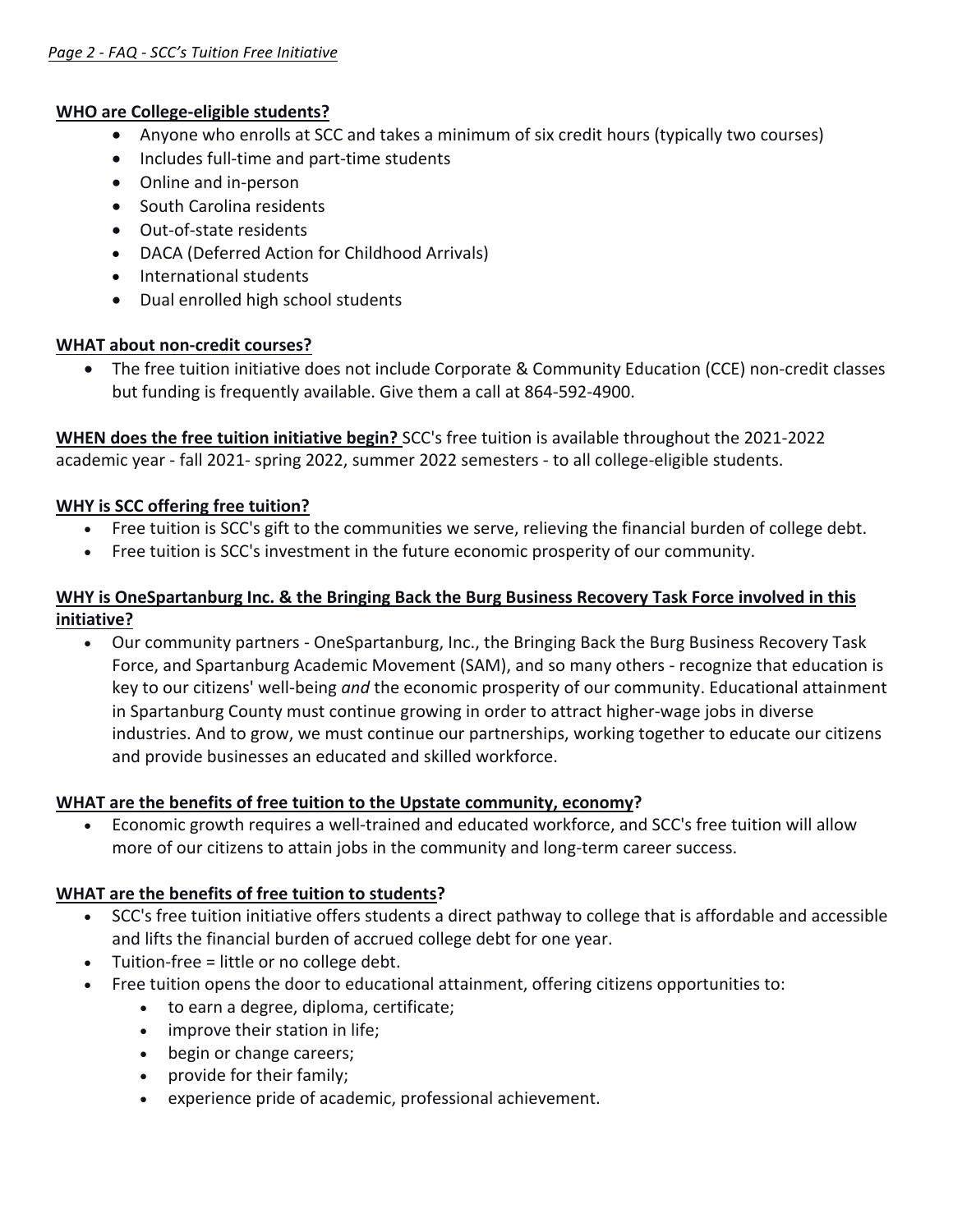**WHO are College-eligible students?**

- Anyone who enrolls at SCC and takes a minimum of six credit hours (typically two courses)
- Includes full-time and part-time students
- Online and in-person
- South Carolina residents
- Out-of-state residents
- DACA (Deferred Action for Childhood Arrivals)
- International students
- Dual enrolled high school students

**WHAT about non-credit courses?**

- The free tuition initiative does not include Corporate & Community Education (CCE) non-credit classes but funding is frequently available. Give them a call at 864-592-4900.

**WHEN does the free tuition initiative begin?** SCC's free tuition is available throughout the 2021-2022 academic year - fall 2021- spring 2022, summer 2022 semesters - to all college-eligible students.

**WHY is SCC offering free tuition?**

- Free tuition is SCC's gift to the communities we serve, relieving the financial burden of college debt.
- Free tuition is SCC's investment in the future economic prosperity of our community.

**WHY is OneSpartanburg Inc. & the Bringing Back the Burg Business Recovery Task Force involved in this initiative?**

- Our community partners - OneSpartanburg, Inc., the Bringing Back the Burg Business Recovery Task Force, and Spartanburg Academic Movement (SAM), and so many others - recognize that education is key to our citizens' well-being *and* the economic prosperity of our community. Educational attainment in Spartanburg County must continue growing in order to attract higher-wage jobs in diverse industries. And to grow, we must continue our partnerships, working together to educate our citizens and provide businesses an educated and skilled workforce.

**WHAT are the benefits of free tuition to the Upstate community, economy?**

- Economic growth requires a well-trained and educated workforce, and SCC's free tuition will allow more of our citizens to attain jobs in the community and long-term career success.

**WHAT are the benefits of free tuition to students?**

- SCC's free tuition initiative offers students a direct pathway to college that is affordable and accessible and lifts the financial burden of accrued college debt for one year.
- Tuition-free = little or no college debt.
- Free tuition opens the door to educational attainment, offering citizens opportunities to:
  - to earn a degree, diploma, certificate;
  - improve their station in life;
  - begin or change careers;
  - provide for their family;
  - experience pride of academic, professional achievement.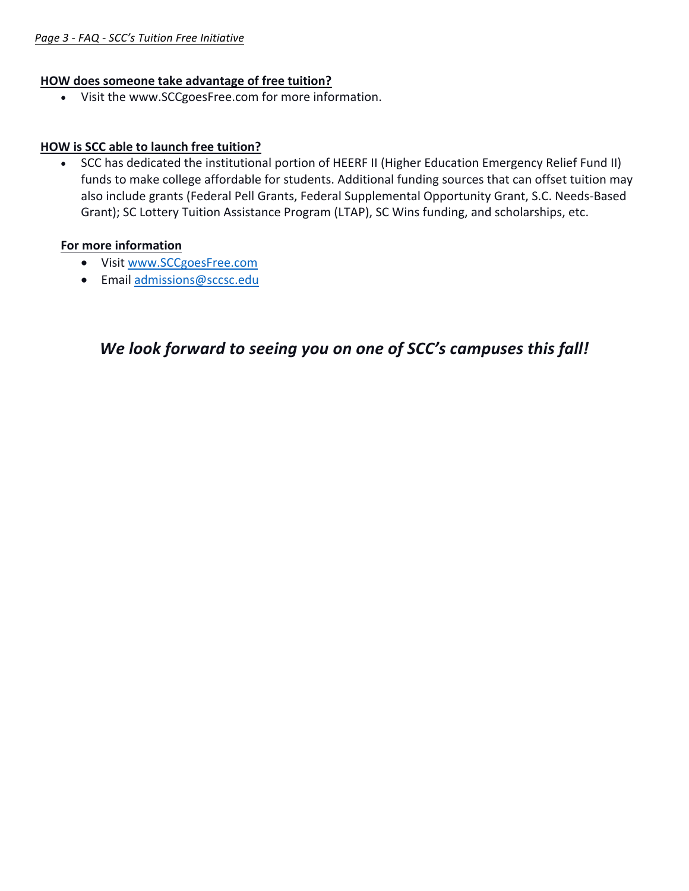**HOW does someone take advantage of free tuition?**

- Visit the www.SCCgoesFree.com for more information.

**HOW is SCC able to launch free tuition?**

- SCC has dedicated the institutional portion of HEERF II (Higher Education Emergency Relief Fund II) funds to make college affordable for students. Additional funding sources that can offset tuition may also include grants (Federal Pell Grants, Federal Supplemental Opportunity Grant, S.C. Needs-Based Grant); SC Lottery Tuition Assistance Program (LTAP), SC Wins funding, and scholarships, etc.

**For more information**

- Visit www.SCCgoesFree.com
- Email admissions@sccsc.edu

***We look forward to seeing you on one of SCC's campuses this fall!***